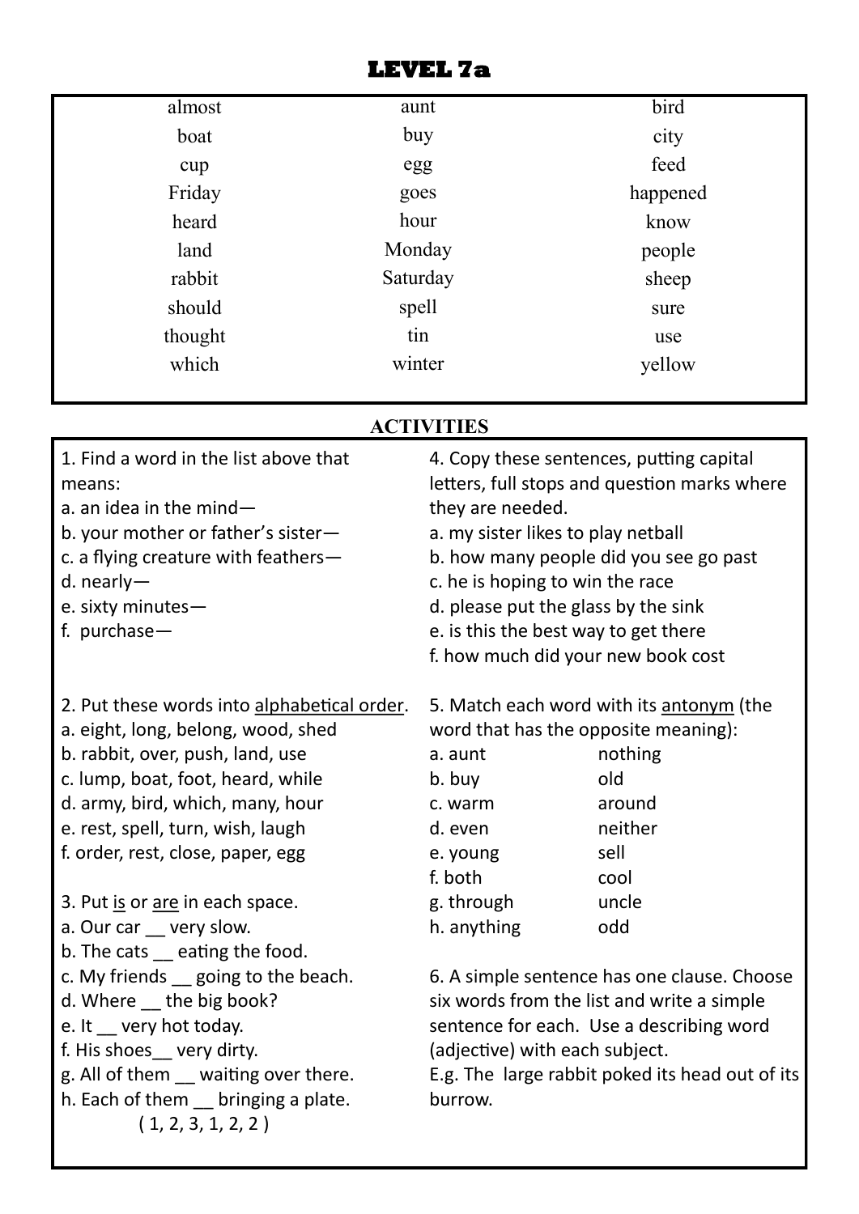# LEVEL 7a

| | | |
|---|---|---|
| almost | aunt | bird |
| boat | buy | city |
| cup | egg | feed |
| Friday | goes | happened |
| heard | hour | know |
| land | Monday | people |
| rabbit | Saturday | sheep |
| should | spell | sure |
| thought | tin | use |
| which | winter | yellow |

## ACTIVITIES

1. Find a word in the list above that means:
a. an idea in the mind—
b. your mother or father's sister—
c. a flying creature with feathers—
d. nearly—
e. sixty minutes—
f. purchase—

2. Put these words into <u>alphabetical order</u>.
a. eight, long, belong, wood, shed
b. rabbit, over, push, land, use
c. lump, boat, foot, heard, while
d. army, bird, which, many, hour
e. rest, spell, turn, wish, laugh
f. order, rest, close, paper, egg

3. Put <u>is</u> or <u>are</u> in each space.
a. Our car __ very slow.
b. The cats __ eating the food.
c. My friends __ going to the beach.
d. Where __ the big book?
e. It __ very hot today.
f. His shoes__ very dirty.
g. All of them __ waiting over there.
h. Each of them __ bringing a plate.
( 1, 2, 3, 1, 2, 2 )

4. Copy these sentences, putting capital letters, full stops and question marks where they are needed.
a. my sister likes to play netball
b. how many people did you see go past
c. he is hoping to win the race
d. please put the glass by the sink
e. is this the best way to get there
f. how much did your new book cost

5. Match each word with its <u>antonym</u> (the word that has the opposite meaning):

| | |
|---|---|
| a. aunt | nothing |
| b. buy | old |
| c. warm | around |
| d. even | neither |
| e. young | sell |
| f. both | cool |
| g. through | uncle |
| h. anything | odd |

6. A simple sentence has one clause. Choose six words from the list and write a simple sentence for each. Use a describing word (adjective) with each subject.
E.g. The large rabbit poked its head out of its burrow.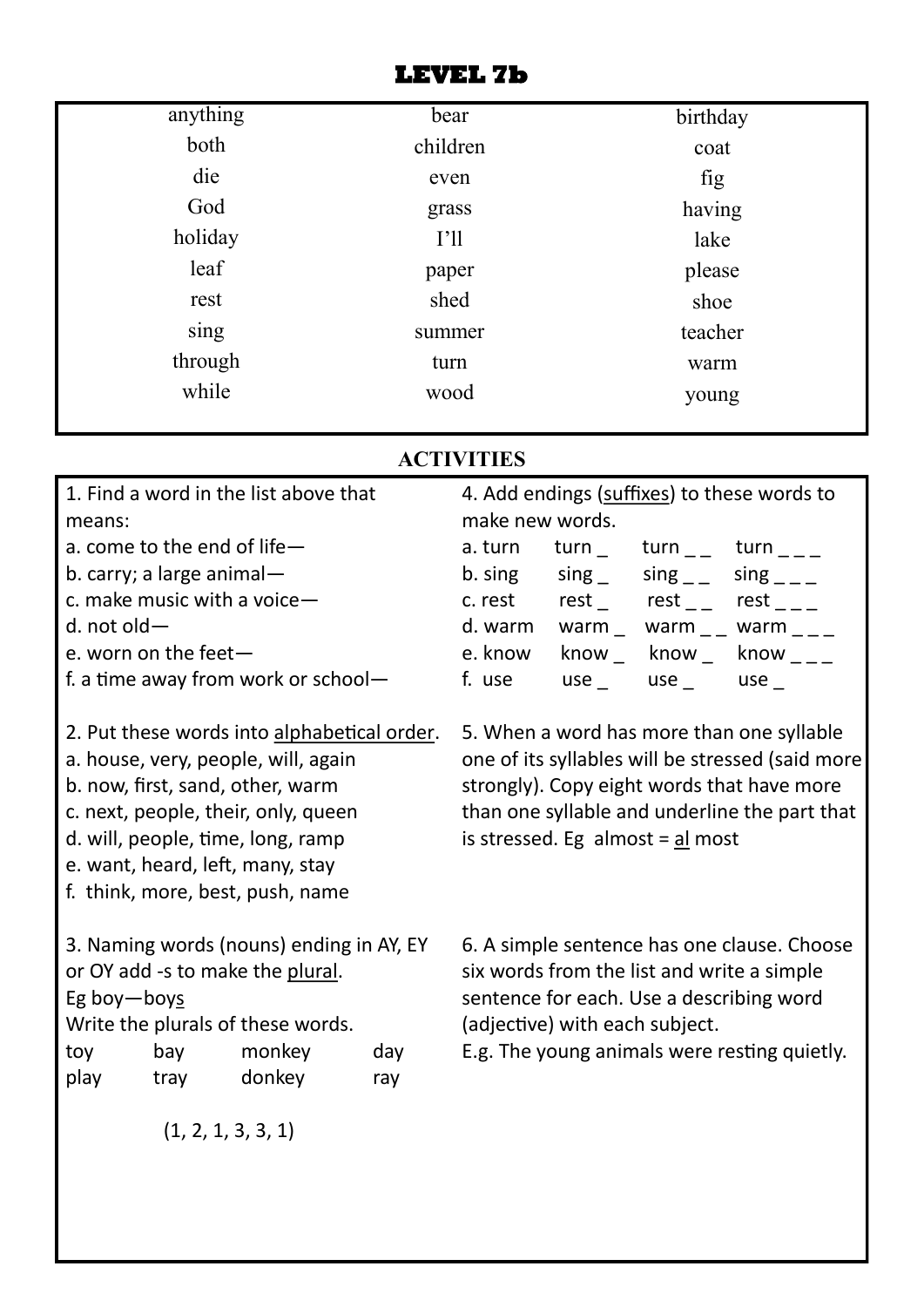# LEVEL 7b

| | | |
|---|---|---|
| anything | bear | birthday |
| both | children | coat |
| die | even | fig |
| God | grass | having |
| holiday | I'll | lake |
| leaf | paper | please |
| rest | shed | shoe |
| sing | summer | teacher |
| through | turn | warm |
| while | wood | young |

## ACTIVITIES

1. Find a word in the list above that means:
a. come to the end of life—
b. carry; a large animal—
c. make music with a voice—
d. not old—
e. worn on the feet—
f. a time away from work or school—

2. Put these words into alphabetical order.
a. house, very, people, will, again
b. now, first, sand, other, warm
c. next, people, their, only, queen
d. will, people, time, long, ramp
e. want, heard, left, many, stay
f. think, more, best, push, name

3. Naming words (nouns) ending in AY, EY or OY add -s to make the plural.
Eg boy—boys
Write the plurals of these words.

| | | | |
|---|---|---|---|
| toy | bay | monkey | day |
| play | tray | donkey | ray |

(1, 2, 1, 3, 3, 1)

4. Add endings (suffixes) to these words to make new words.

| | | | |
|---|---|---|---|
| a. turn | turn _ | turn _ _ | turn _ _ _ |
| b. sing | sing _ | sing _ _ | sing _ _ _ |
| c. rest | rest _ | rest _ _ | rest _ _ _ |
| d. warm | warm _ | warm _ _ | warm _ _ _ |
| e. know | know _ | know _ | know _ _ _ |
| f. use | use _ | use _ | use _ |

5. When a word has more than one syllable one of its syllables will be stressed (said more strongly). Copy eight words that have more than one syllable and underline the part that is stressed. Eg almost = <u>al</u> most

6. A simple sentence has one clause. Choose six words from the list and write a simple sentence for each. Use a describing word (adjective) with each subject.
E.g. The young animals were resting quietly.